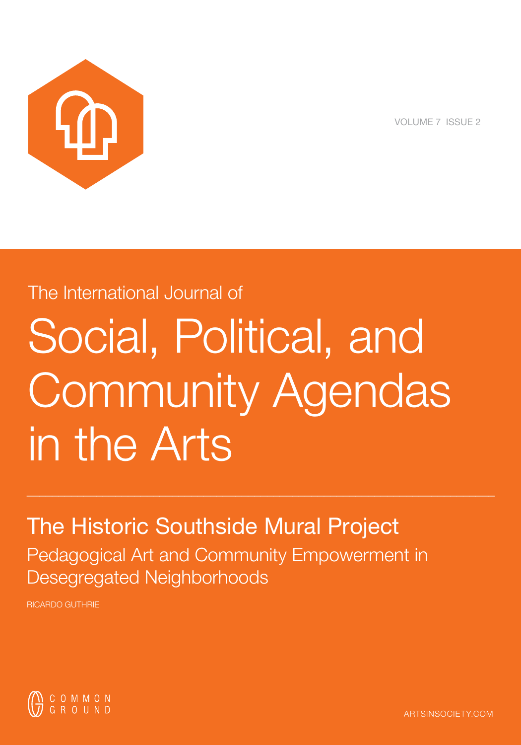VOLUME 7 ISSUE 2

The International Journal of

# Social, Political, and Community Agendas in the Arts

## The Historic Southside Mural Project

### Pedagogical Art and Community Empowerment in Desegregated Neighborhoods

RICARDO GUTHRIE

COMMON GROUND

ARTSINSOCIETY.COM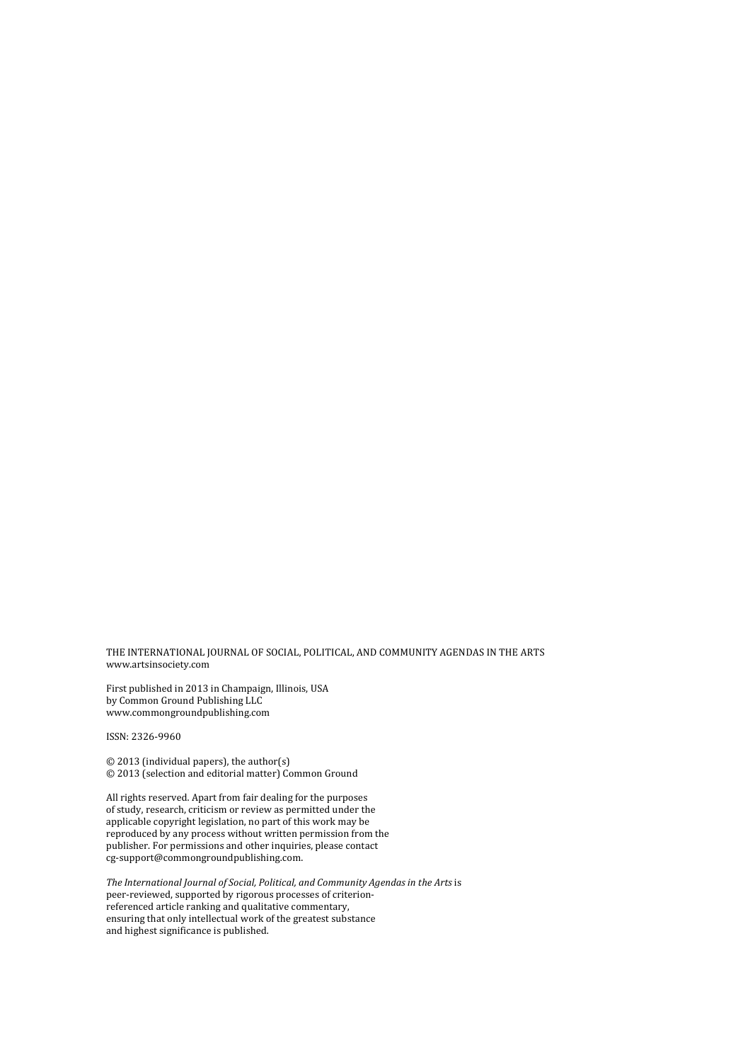THE INTERNATIONAL JOURNAL OF SOCIAL, POLITICAL, AND COMMUNITY AGENDAS IN THE ARTS
www.artsinsociety.com

First published in 2013 in Champaign, Illinois, USA
by Common Ground Publishing LLC
www.commongroundpublishing.com

ISSN: 2326-9960

© 2013 (individual papers), the author(s)
© 2013 (selection and editorial matter) Common Ground

All rights reserved. Apart from fair dealing for the purposes of study, research, criticism or review as permitted under the applicable copyright legislation, no part of this work may be reproduced by any process without written permission from the publisher. For permissions and other inquiries, please contact cg-support@commongroundpublishing.com.

*The International Journal of Social, Political, and Community Agendas in the Arts* is peer-reviewed, supported by rigorous processes of criterion-referenced article ranking and qualitative commentary, ensuring that only intellectual work of the greatest substance and highest significance is published.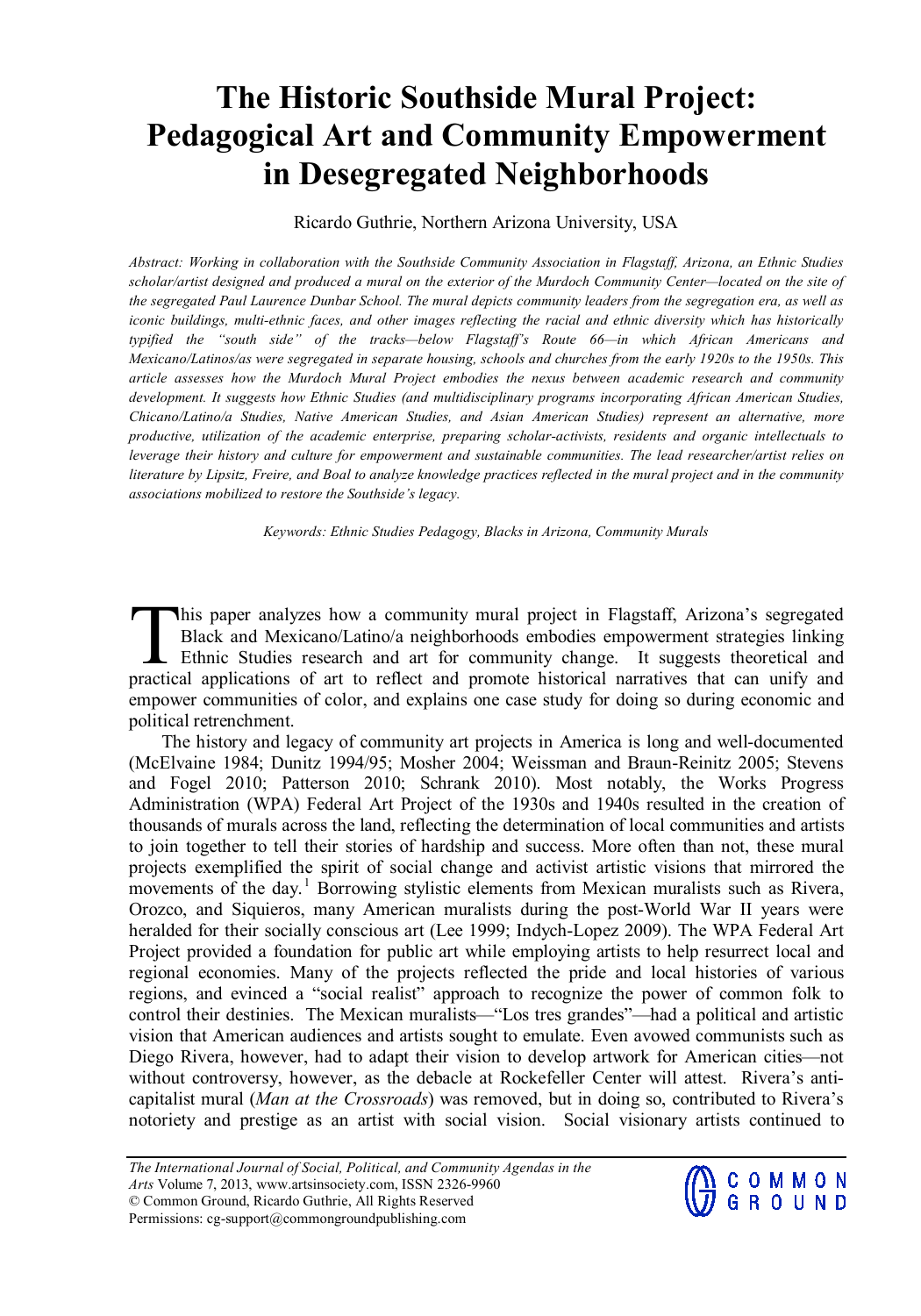# The Historic Southside Mural Project: Pedagogical Art and Community Empowerment in Desegregated Neighborhoods

Ricardo Guthrie, Northern Arizona University, USA

*Abstract: Working in collaboration with the Southside Community Association in Flagstaff, Arizona, an Ethnic Studies scholar/artist designed and produced a mural on the exterior of the Murdoch Community Center—located on the site of the segregated Paul Laurence Dunbar School. The mural depicts community leaders from the segregation era, as well as iconic buildings, multi-ethnic faces, and other images reflecting the racial and ethnic diversity which has historically typified the "south side" of the tracks—below Flagstaff's Route 66—in which African Americans and Mexicano/Latinos/as were segregated in separate housing, schools and churches from the early 1920s to the 1950s. This article assesses how the Murdoch Mural Project embodies the nexus between academic research and community development. It suggests how Ethnic Studies (and multidisciplinary programs incorporating African American Studies, Chicano/Latino/a Studies, Native American Studies, and Asian American Studies) represent an alternative, more productive, utilization of the academic enterprise, preparing scholar-activists, residents and organic intellectuals to leverage their history and culture for empowerment and sustainable communities. The lead researcher/artist relies on literature by Lipsitz, Freire, and Boal to analyze knowledge practices reflected in the mural project and in the community associations mobilized to restore the Southside's legacy.*

*Keywords: Ethnic Studies Pedagogy, Blacks in Arizona, Community Murals*

This paper analyzes how a community mural project in Flagstaff, Arizona's segregated Black and Mexicano/Latino/a neighborhoods embodies empowerment strategies linking Ethnic Studies research and art for community change. It suggests theoretical and practical applications of art to reflect and promote historical narratives that can unify and empower communities of color, and explains one case study for doing so during economic and political retrenchment.

The history and legacy of community art projects in America is long and well-documented (McElvaine 1984; Dunitz 1994/95; Mosher 2004; Weissman and Braun-Reinitz 2005; Stevens and Fogel 2010; Patterson 2010; Schrank 2010). Most notably, the Works Progress Administration (WPA) Federal Art Project of the 1930s and 1940s resulted in the creation of thousands of murals across the land, reflecting the determination of local communities and artists to join together to tell their stories of hardship and success. More often than not, these mural projects exemplified the spirit of social change and activist artistic visions that mirrored the movements of the day.[1] Borrowing stylistic elements from Mexican muralists such as Rivera, Orozco, and Siquieros, many American muralists during the post-World War II years were heralded for their socially conscious art (Lee 1999; Indych-Lopez 2009). The WPA Federal Art Project provided a foundation for public art while employing artists to help resurrect local and regional economies. Many of the projects reflected the pride and local histories of various regions, and evinced a "social realist" approach to recognize the power of common folk to control their destinies. The Mexican muralists—"Los tres grandes"—had a political and artistic vision that American audiences and artists sought to emulate. Even avowed communists such as Diego Rivera, however, had to adapt their vision to develop artwork for American cities—not without controversy, however, as the debacle at Rockefeller Center will attest. Rivera's anti-capitalist mural (*Man at the Crossroads*) was removed, but in doing so, contributed to Rivera's notoriety and prestige as an artist with social vision. Social visionary artists continued to

*The International Journal of Social, Political, and Community Agendas in the Arts* Volume 7, 2013, www.artsinsociety.com, ISSN 2326-9960
© Common Ground, Ricardo Guthrie, All Rights Reserved
Permissions: cg-support@commongroundpublishing.com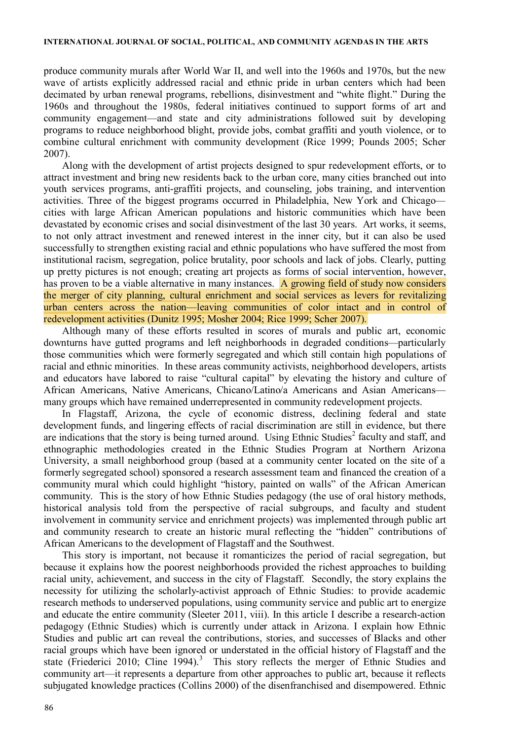produce community murals after World War II, and well into the 1960s and 1970s, but the new wave of artists explicitly addressed racial and ethnic pride in urban centers which had been decimated by urban renewal programs, rebellions, disinvestment and "white flight." During the 1960s and throughout the 1980s, federal initiatives continued to support forms of art and community engagement—and state and city administrations followed suit by developing programs to reduce neighborhood blight, provide jobs, combat graffiti and youth violence, or to combine cultural enrichment with community development (Rice 1999; Pounds 2005; Scher 2007).

Along with the development of artist projects designed to spur redevelopment efforts, or to attract investment and bring new residents back to the urban core, many cities branched out into youth services programs, anti-graffiti projects, and counseling, jobs training, and intervention activities. Three of the biggest programs occurred in Philadelphia, New York and Chicago—cities with large African American populations and historic communities which have been devastated by economic crises and social disinvestment of the last 30 years. Art works, it seems, to not only attract investment and renewed interest in the inner city, but it can also be used successfully to strengthen existing racial and ethnic populations who have suffered the most from institutional racism, segregation, police brutality, poor schools and lack of jobs. Clearly, putting up pretty pictures is not enough; creating art projects as forms of social intervention, however, has proven to be a viable alternative in many instances. A growing field of study now considers the merger of city planning, cultural enrichment and social services as levers for revitalizing urban centers across the nation—leaving communities of color intact and in control of redevelopment activities (Dunitz 1995; Mosher 2004; Rice 1999; Scher 2007).

Although many of these efforts resulted in scores of murals and public art, economic downturns have gutted programs and left neighborhoods in degraded conditions—particularly those communities which were formerly segregated and which still contain high populations of racial and ethnic minorities. In these areas community activists, neighborhood developers, artists and educators have labored to raise "cultural capital" by elevating the history and culture of African Americans, Native Americans, Chicano/Latino/a Americans and Asian Americans—many groups which have remained underrepresented in community redevelopment projects.

In Flagstaff, Arizona, the cycle of economic distress, declining federal and state development funds, and lingering effects of racial discrimination are still in evidence, but there are indications that the story is being turned around. Using Ethnic Studies[2] faculty and staff, and ethnographic methodologies created in the Ethnic Studies Program at Northern Arizona University, a small neighborhood group (based at a community center located on the site of a formerly segregated school) sponsored a research assessment team and financed the creation of a community mural which could highlight "history, painted on walls" of the African American community. This is the story of how Ethnic Studies pedagogy (the use of oral history methods, historical analysis told from the perspective of racial subgroups, and faculty and student involvement in community service and enrichment projects) was implemented through public art and community research to create an historic mural reflecting the "hidden" contributions of African Americans to the development of Flagstaff and the Southwest.

This story is important, not because it romanticizes the period of racial segregation, but because it explains how the poorest neighborhoods provided the richest approaches to building racial unity, achievement, and success in the city of Flagstaff. Secondly, the story explains the necessity for utilizing the scholarly-activist approach of Ethnic Studies: to provide academic research methods to underserved populations, using community service and public art to energize and educate the entire community (Sleeter 2011, viii). In this article I describe a research-action pedagogy (Ethnic Studies) which is currently under attack in Arizona. I explain how Ethnic Studies and public art can reveal the contributions, stories, and successes of Blacks and other racial groups which have been ignored or understated in the official history of Flagstaff and the state (Friederici 2010; Cline 1994).[3] This story reflects the merger of Ethnic Studies and community art—it represents a departure from other approaches to public art, because it reflects subjugated knowledge practices (Collins 2000) of the disenfranchised and disempowered. Ethnic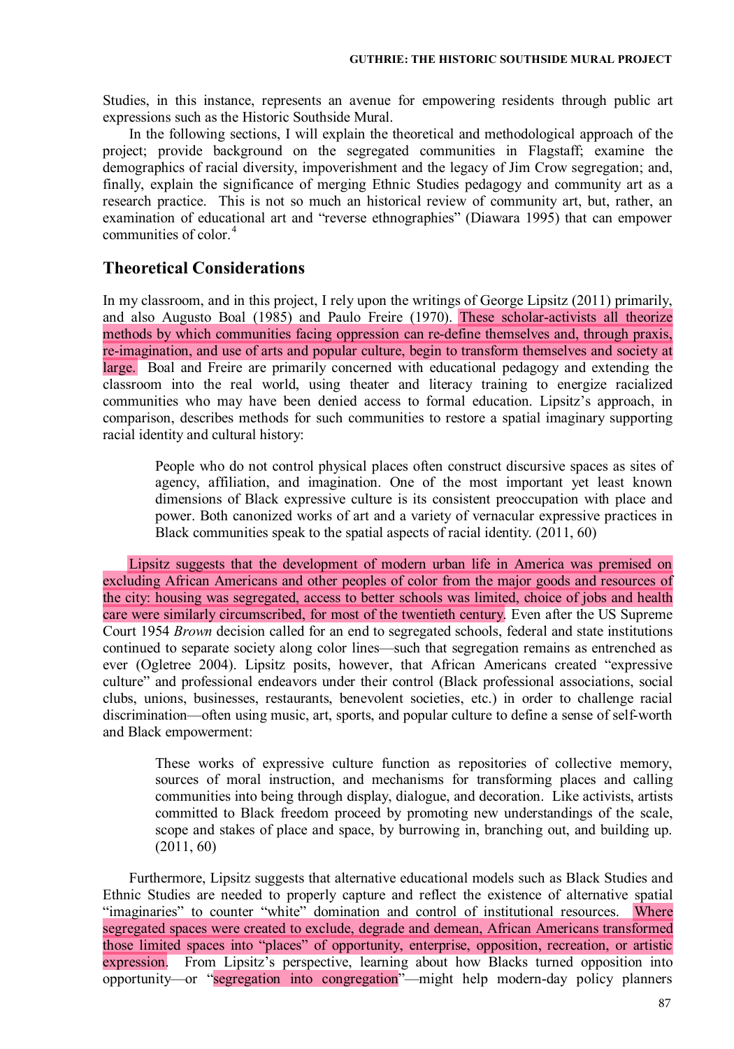Studies, in this instance, represents an avenue for empowering residents through public art expressions such as the Historic Southside Mural.

In the following sections, I will explain the theoretical and methodological approach of the project; provide background on the segregated communities in Flagstaff; examine the demographics of racial diversity, impoverishment and the legacy of Jim Crow segregation; and, finally, explain the significance of merging Ethnic Studies pedagogy and community art as a research practice. This is not so much an historical review of community art, but, rather, an examination of educational art and "reverse ethnographies" (Diawara 1995) that can empower communities of color.[4]

## Theoretical Considerations

In my classroom, and in this project, I rely upon the writings of George Lipsitz (2011) primarily, and also Augusto Boal (1985) and Paulo Freire (1970). These scholar-activists all theorize methods by which communities facing oppression can re-define themselves and, through praxis, re-imagination, and use of arts and popular culture, begin to transform themselves and society at large. Boal and Freire are primarily concerned with educational pedagogy and extending the classroom into the real world, using theater and literacy training to energize racialized communities who may have been denied access to formal education. Lipsitz's approach, in comparison, describes methods for such communities to restore a spatial imaginary supporting racial identity and cultural history:

> People who do not control physical places often construct discursive spaces as sites of agency, affiliation, and imagination. One of the most important yet least known dimensions of Black expressive culture is its consistent preoccupation with place and power. Both canonized works of art and a variety of vernacular expressive practices in Black communities speak to the spatial aspects of racial identity. (2011, 60)

Lipsitz suggests that the development of modern urban life in America was premised on excluding African Americans and other peoples of color from the major goods and resources of the city: housing was segregated, access to better schools was limited, choice of jobs and health care were similarly circumscribed, for most of the twentieth century. Even after the US Supreme Court 1954 *Brown* decision called for an end to segregated schools, federal and state institutions continued to separate society along color lines—such that segregation remains as entrenched as ever (Ogletree 2004). Lipsitz posits, however, that African Americans created "expressive culture" and professional endeavors under their control (Black professional associations, social clubs, unions, businesses, restaurants, benevolent societies, etc.) in order to challenge racial discrimination—often using music, art, sports, and popular culture to define a sense of self-worth and Black empowerment:

> These works of expressive culture function as repositories of collective memory, sources of moral instruction, and mechanisms for transforming places and calling communities into being through display, dialogue, and decoration. Like activists, artists committed to Black freedom proceed by promoting new understandings of the scale, scope and stakes of place and space, by burrowing in, branching out, and building up. (2011, 60)

Furthermore, Lipsitz suggests that alternative educational models such as Black Studies and Ethnic Studies are needed to properly capture and reflect the existence of alternative spatial "imaginaries" to counter "white" domination and control of institutional resources. Where segregated spaces were created to exclude, degrade and demean, African Americans transformed those limited spaces into "places" of opportunity, enterprise, opposition, recreation, or artistic expression. From Lipsitz's perspective, learning about how Blacks turned opposition into opportunity—or "segregation into congregation"—might help modern-day policy planners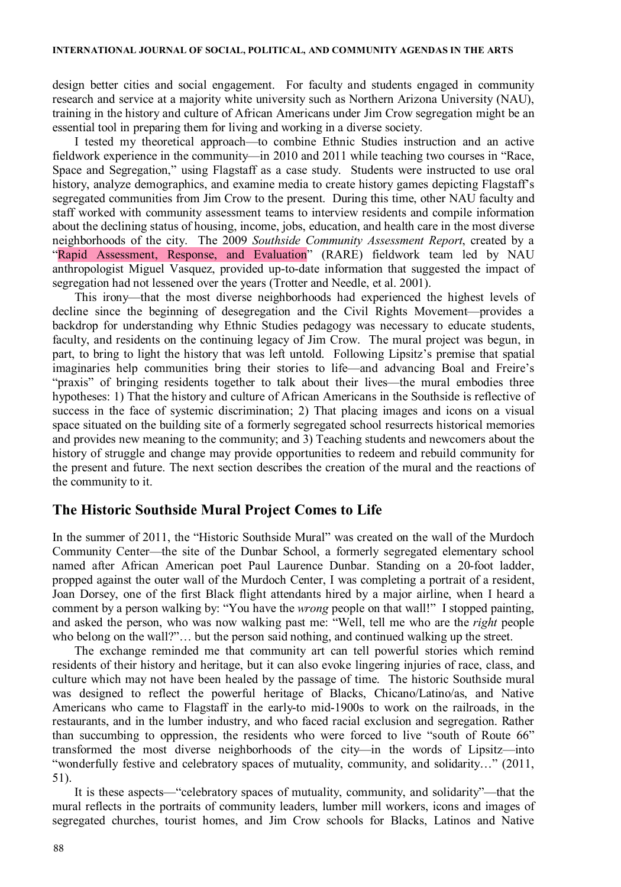design better cities and social engagement. For faculty and students engaged in community research and service at a majority white university such as Northern Arizona University (NAU), training in the history and culture of African Americans under Jim Crow segregation might be an essential tool in preparing them for living and working in a diverse society.

I tested my theoretical approach—to combine Ethnic Studies instruction and an active fieldwork experience in the community—in 2010 and 2011 while teaching two courses in "Race, Space and Segregation," using Flagstaff as a case study. Students were instructed to use oral history, analyze demographics, and examine media to create history games depicting Flagstaff's segregated communities from Jim Crow to the present. During this time, other NAU faculty and staff worked with community assessment teams to interview residents and compile information about the declining status of housing, income, jobs, education, and health care in the most diverse neighborhoods of the city. The 2009 *Southside Community Assessment Report*, created by a "Rapid Assessment, Response, and Evaluation" (RARE) fieldwork team led by NAU anthropologist Miguel Vasquez, provided up-to-date information that suggested the impact of segregation had not lessened over the years (Trotter and Needle, et al. 2001).

This irony—that the most diverse neighborhoods had experienced the highest levels of decline since the beginning of desegregation and the Civil Rights Movement—provides a backdrop for understanding why Ethnic Studies pedagogy was necessary to educate students, faculty, and residents on the continuing legacy of Jim Crow. The mural project was begun, in part, to bring to light the history that was left untold. Following Lipsitz's premise that spatial imaginaries help communities bring their stories to life—and advancing Boal and Freire's "praxis" of bringing residents together to talk about their lives—the mural embodies three hypotheses: 1) That the history and culture of African Americans in the Southside is reflective of success in the face of systemic discrimination; 2) That placing images and icons on a visual space situated on the building site of a formerly segregated school resurrects historical memories and provides new meaning to the community; and 3) Teaching students and newcomers about the history of struggle and change may provide opportunities to redeem and rebuild community for the present and future. The next section describes the creation of the mural and the reactions of the community to it.

## The Historic Southside Mural Project Comes to Life

In the summer of 2011, the "Historic Southside Mural" was created on the wall of the Murdoch Community Center—the site of the Dunbar School, a formerly segregated elementary school named after African American poet Paul Laurence Dunbar. Standing on a 20-foot ladder, propped against the outer wall of the Murdoch Center, I was completing a portrait of a resident, Joan Dorsey, one of the first Black flight attendants hired by a major airline, when I heard a comment by a person walking by: "You have the *wrong* people on that wall!" I stopped painting, and asked the person, who was now walking past me: "Well, tell me who are the *right* people who belong on the wall?"… but the person said nothing, and continued walking up the street.

The exchange reminded me that community art can tell powerful stories which remind residents of their history and heritage, but it can also evoke lingering injuries of race, class, and culture which may not have been healed by the passage of time. The historic Southside mural was designed to reflect the powerful heritage of Blacks, Chicano/Latino/as, and Native Americans who came to Flagstaff in the early-to mid-1900s to work on the railroads, in the restaurants, and in the lumber industry, and who faced racial exclusion and segregation. Rather than succumbing to oppression, the residents who were forced to live "south of Route 66" transformed the most diverse neighborhoods of the city—in the words of Lipsitz—into "wonderfully festive and celebratory spaces of mutuality, community, and solidarity…" (2011, 51).

It is these aspects—"celebratory spaces of mutuality, community, and solidarity"—that the mural reflects in the portraits of community leaders, lumber mill workers, icons and images of segregated churches, tourist homes, and Jim Crow schools for Blacks, Latinos and Native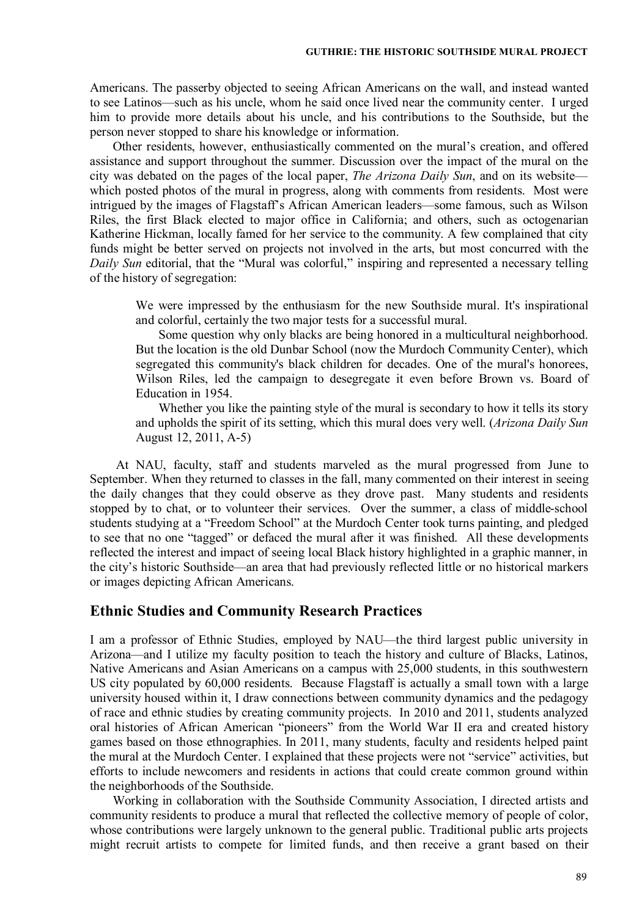Americans. The passerby objected to seeing African Americans on the wall, and instead wanted to see Latinos—such as his uncle, whom he said once lived near the community center. I urged him to provide more details about his uncle, and his contributions to the Southside, but the person never stopped to share his knowledge or information.

Other residents, however, enthusiastically commented on the mural's creation, and offered assistance and support throughout the summer. Discussion over the impact of the mural on the city was debated on the pages of the local paper, *The Arizona Daily Sun*, and on its website—which posted photos of the mural in progress, along with comments from residents. Most were intrigued by the images of Flagstaff's African American leaders—some famous, such as Wilson Riles, the first Black elected to major office in California; and others, such as octogenarian Katherine Hickman, locally famed for her service to the community. A few complained that city funds might be better served on projects not involved in the arts, but most concurred with the *Daily Sun* editorial, that the "Mural was colorful," inspiring and represented a necessary telling of the history of segregation:

> We were impressed by the enthusiasm for the new Southside mural. It's inspirational and colorful, certainly the two major tests for a successful mural.
>
> Some question why only blacks are being honored in a multicultural neighborhood. But the location is the old Dunbar School (now the Murdoch Community Center), which segregated this community's black children for decades. One of the mural's honorees, Wilson Riles, led the campaign to desegregate it even before Brown vs. Board of Education in 1954.
>
> Whether you like the painting style of the mural is secondary to how it tells its story and upholds the spirit of its setting, which this mural does very well. (*Arizona Daily Sun* August 12, 2011, A-5)

At NAU, faculty, staff and students marveled as the mural progressed from June to September. When they returned to classes in the fall, many commented on their interest in seeing the daily changes that they could observe as they drove past. Many students and residents stopped by to chat, or to volunteer their services. Over the summer, a class of middle-school students studying at a "Freedom School" at the Murdoch Center took turns painting, and pledged to see that no one "tagged" or defaced the mural after it was finished. All these developments reflected the interest and impact of seeing local Black history highlighted in a graphic manner, in the city's historic Southside—an area that had previously reflected little or no historical markers or images depicting African Americans.

## Ethnic Studies and Community Research Practices

I am a professor of Ethnic Studies, employed by NAU—the third largest public university in Arizona—and I utilize my faculty position to teach the history and culture of Blacks, Latinos, Native Americans and Asian Americans on a campus with 25,000 students, in this southwestern US city populated by 60,000 residents. Because Flagstaff is actually a small town with a large university housed within it, I draw connections between community dynamics and the pedagogy of race and ethnic studies by creating community projects. In 2010 and 2011, students analyzed oral histories of African American "pioneers" from the World War II era and created history games based on those ethnographies. In 2011, many students, faculty and residents helped paint the mural at the Murdoch Center. I explained that these projects were not "service" activities, but efforts to include newcomers and residents in actions that could create common ground within the neighborhoods of the Southside.

Working in collaboration with the Southside Community Association, I directed artists and community residents to produce a mural that reflected the collective memory of people of color, whose contributions were largely unknown to the general public. Traditional public arts projects might recruit artists to compete for limited funds, and then receive a grant based on their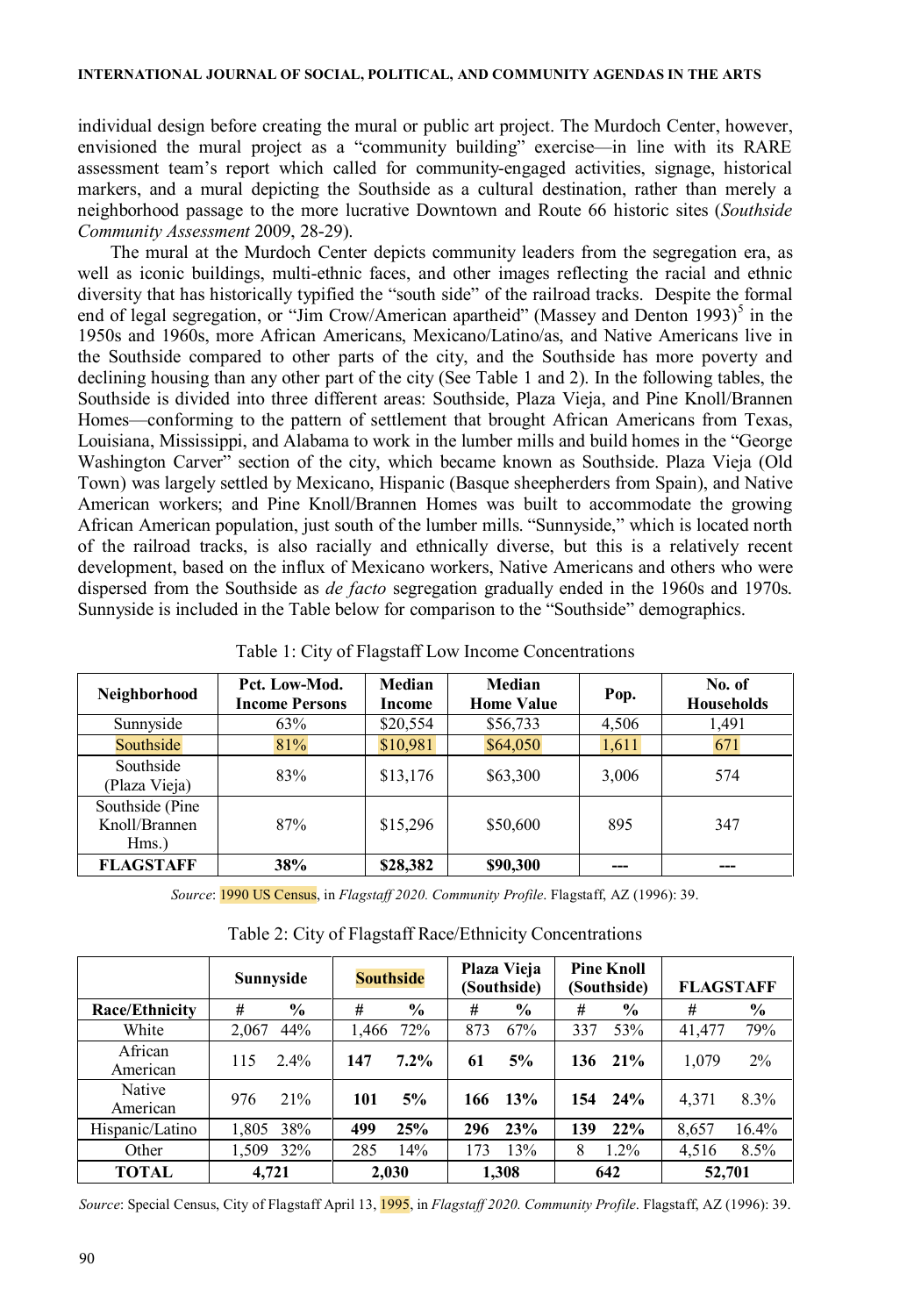individual design before creating the mural or public art project. The Murdoch Center, however, envisioned the mural project as a "community building" exercise—in line with its RARE assessment team's report which called for community-engaged activities, signage, historical markers, and a mural depicting the Southside as a cultural destination, rather than merely a neighborhood passage to the more lucrative Downtown and Route 66 historic sites (*Southside Community Assessment* 2009, 28-29).

The mural at the Murdoch Center depicts community leaders from the segregation era, as well as iconic buildings, multi-ethnic faces, and other images reflecting the racial and ethnic diversity that has historically typified the "south side" of the railroad tracks. Despite the formal end of legal segregation, or "Jim Crow/American apartheid" (Massey and Denton 1993)[5] in the 1950s and 1960s, more African Americans, Mexicano/Latino/as, and Native Americans live in the Southside compared to other parts of the city, and the Southside has more poverty and declining housing than any other part of the city (See Table 1 and 2). In the following tables, the Southside is divided into three different areas: Southside, Plaza Vieja, and Pine Knoll/Brannen Homes—conforming to the pattern of settlement that brought African Americans from Texas, Louisiana, Mississippi, and Alabama to work in the lumber mills and build homes in the "George Washington Carver" section of the city, which became known as Southside. Plaza Vieja (Old Town) was largely settled by Mexicano, Hispanic (Basque sheepherders from Spain), and Native American workers; and Pine Knoll/Brannen Homes was built to accommodate the growing African American population, just south of the lumber mills. "Sunnyside," which is located north of the railroad tracks, is also racially and ethnically diverse, but this is a relatively recent development, based on the influx of Mexicano workers, Native Americans and others who were dispersed from the Southside as *de facto* segregation gradually ended in the 1960s and 1970s. Sunnyside is included in the Table below for comparison to the "Southside" demographics.

Table 1: City of Flagstaff Low Income Concentrations

| Neighborhood | Pct. Low-Mod. Income Persons | Median Income | Median Home Value | Pop. | No. of Households |
|---|---|---|---|---|---|
| Sunnyside | 63% | $20,554 | $56,733 | 4,506 | 1,491 |
| Southside | 81% | $10,981 | $64,050 | 1,611 | 671 |
| Southside (Plaza Vieja) | 83% | $13,176 | $63,300 | 3,006 | 574 |
| Southside (Pine Knoll/Brannen Hms.) | 87% | $15,296 | $50,600 | 895 | 347 |
| **FLAGSTAFF** | **38%** | **$28,382** | **$90,300** | **---** | **---** |

*Source*: 1990 US Census, in *Flagstaff 2020. Community Profile*. Flagstaff, AZ (1996): 39.

Table 2: City of Flagstaff Race/Ethnicity Concentrations

| | Sunnyside | | Southside | | Plaza Vieja (Southside) | | Pine Knoll (Southside) | | FLAGSTAFF | |
|---|---|---|---|---|---|---|---|---|---|---|
| **Race/Ethnicity** | **#** | **%** | **#** | **%** | **#** | **%** | **#** | **%** | **#** | **%** |
| White | 2,067 | 44% | 1,466 | 72% | 873 | 67% | 337 | 53% | 41,477 | 79% |
| African American | 115 | 2.4% | **147** | **7.2%** | **61** | **5%** | **136** | **21%** | 1,079 | 2% |
| Native American | 976 | 21% | **101** | **5%** | **166** | **13%** | **154** | **24%** | 4,371 | 8.3% |
| Hispanic/Latino | 1,805 | 38% | **499** | **25%** | **296** | **23%** | **139** | **22%** | 8,657 | 16.4% |
| Other | 1,509 | 32% | 285 | 14% | 173 | 13% | 8 | 1.2% | 4,516 | 8.5% |
| **TOTAL** | **4,721** | | **2,030** | | **1,308** | | **642** | | **52,701** | |

*Source*: Special Census, City of Flagstaff April 13, 1995, in *Flagstaff 2020. Community Profile*. Flagstaff, AZ (1996): 39.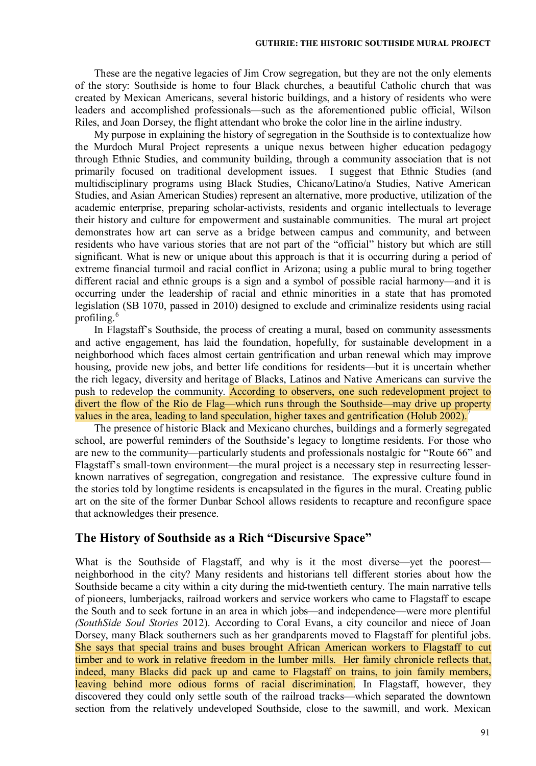These are the negative legacies of Jim Crow segregation, but they are not the only elements of the story: Southside is home to four Black churches, a beautiful Catholic church that was created by Mexican Americans, several historic buildings, and a history of residents who were leaders and accomplished professionals—such as the aforementioned public official, Wilson Riles, and Joan Dorsey, the flight attendant who broke the color line in the airline industry.

My purpose in explaining the history of segregation in the Southside is to contextualize how the Murdoch Mural Project represents a unique nexus between higher education pedagogy through Ethnic Studies, and community building, through a community association that is not primarily focused on traditional development issues. I suggest that Ethnic Studies (and multidisciplinary programs using Black Studies, Chicano/Latino/a Studies, Native American Studies, and Asian American Studies) represent an alternative, more productive, utilization of the academic enterprise, preparing scholar-activists, residents and organic intellectuals to leverage their history and culture for empowerment and sustainable communities. The mural art project demonstrates how art can serve as a bridge between campus and community, and between residents who have various stories that are not part of the "official" history but which are still significant. What is new or unique about this approach is that it is occurring during a period of extreme financial turmoil and racial conflict in Arizona; using a public mural to bring together different racial and ethnic groups is a sign and a symbol of possible racial harmony—and it is occurring under the leadership of racial and ethnic minorities in a state that has promoted legislation (SB 1070, passed in 2010) designed to exclude and criminalize residents using racial profiling.[6]

In Flagstaff's Southside, the process of creating a mural, based on community assessments and active engagement, has laid the foundation, hopefully, for sustainable development in a neighborhood which faces almost certain gentrification and urban renewal which may improve housing, provide new jobs, and better life conditions for residents—but it is uncertain whether the rich legacy, diversity and heritage of Blacks, Latinos and Native Americans can survive the push to redevelop the community. According to observers, one such redevelopment project to divert the flow of the Rio de Flag—which runs through the Southside—may drive up property values in the area, leading to land speculation, higher taxes and gentrification (Holub 2002).[7]

The presence of historic Black and Mexicano churches, buildings and a formerly segregated school, are powerful reminders of the Southside's legacy to longtime residents. For those who are new to the community—particularly students and professionals nostalgic for "Route 66" and Flagstaff's small-town environment—the mural project is a necessary step in resurrecting lesser-known narratives of segregation, congregation and resistance. The expressive culture found in the stories told by longtime residents is encapsulated in the figures in the mural. Creating public art on the site of the former Dunbar School allows residents to recapture and reconfigure space that acknowledges their presence.

## The History of Southside as a Rich "Discursive Space"

What is the Southside of Flagstaff, and why is it the most diverse—yet the poorest—neighborhood in the city? Many residents and historians tell different stories about how the Southside became a city within a city during the mid-twentieth century. The main narrative tells of pioneers, lumberjacks, railroad workers and service workers who came to Flagstaff to escape the South and to seek fortune in an area in which jobs—and independence—were more plentiful (*SouthSide Soul Stories* 2012). According to Coral Evans, a city councilor and niece of Joan Dorsey, many Black southerners such as her grandparents moved to Flagstaff for plentiful jobs. She says that special trains and buses brought African American workers to Flagstaff to cut timber and to work in relative freedom in the lumber mills. Her family chronicle reflects that, indeed, many Blacks did pack up and came to Flagstaff on trains, to join family members, leaving behind more odious forms of racial discrimination. In Flagstaff, however, they discovered they could only settle south of the railroad tracks—which separated the downtown section from the relatively undeveloped Southside, close to the sawmill, and work. Mexican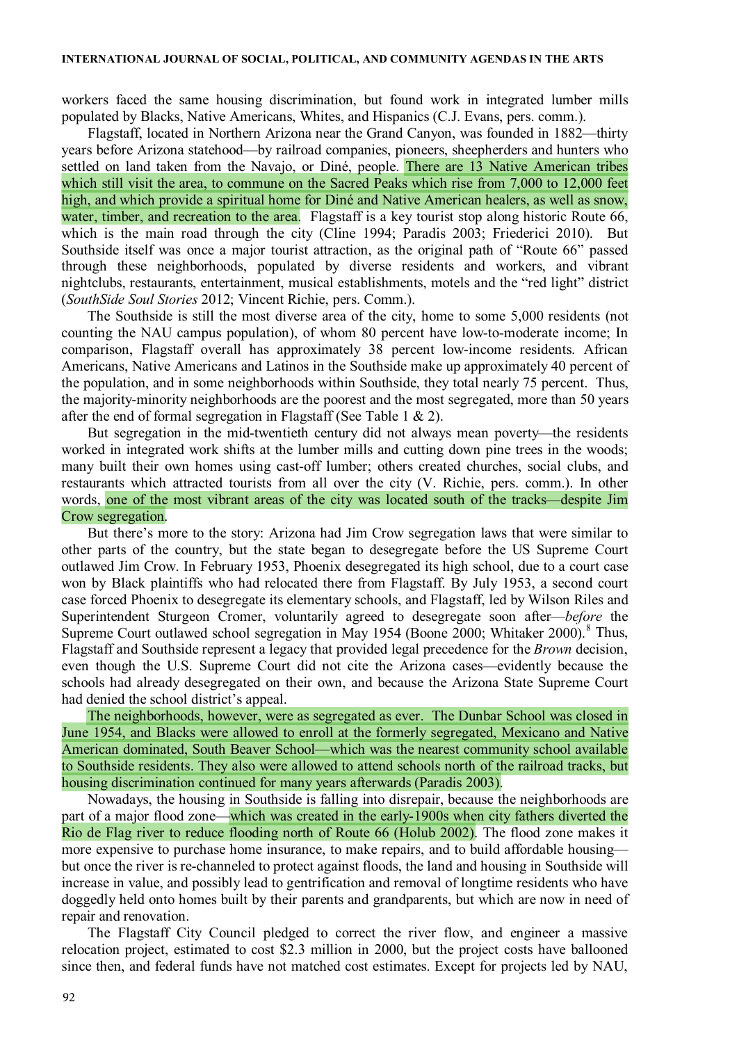workers faced the same housing discrimination, but found work in integrated lumber mills populated by Blacks, Native Americans, Whites, and Hispanics (C.J. Evans, pers. comm.).

Flagstaff, located in Northern Arizona near the Grand Canyon, was founded in 1882—thirty years before Arizona statehood—by railroad companies, pioneers, sheepherders and hunters who settled on land taken from the Navajo, or Diné, people. There are 13 Native American tribes which still visit the area, to commune on the Sacred Peaks which rise from 7,000 to 12,000 feet high, and which provide a spiritual home for Diné and Native American healers, as well as snow, water, timber, and recreation to the area. Flagstaff is a key tourist stop along historic Route 66, which is the main road through the city (Cline 1994; Paradis 2003; Friederici 2010). But Southside itself was once a major tourist attraction, as the original path of "Route 66" passed through these neighborhoods, populated by diverse residents and workers, and vibrant nightclubs, restaurants, entertainment, musical establishments, motels and the "red light" district (*SouthSide Soul Stories* 2012; Vincent Richie, pers. Comm.).

The Southside is still the most diverse area of the city, home to some 5,000 residents (not counting the NAU campus population), of whom 80 percent have low-to-moderate income; In comparison, Flagstaff overall has approximately 38 percent low-income residents. African Americans, Native Americans and Latinos in the Southside make up approximately 40 percent of the population, and in some neighborhoods within Southside, they total nearly 75 percent. Thus, the majority-minority neighborhoods are the poorest and the most segregated, more than 50 years after the end of formal segregation in Flagstaff (See Table 1 & 2).

But segregation in the mid-twentieth century did not always mean poverty—the residents worked in integrated work shifts at the lumber mills and cutting down pine trees in the woods; many built their own homes using cast-off lumber; others created churches, social clubs, and restaurants which attracted tourists from all over the city (V. Richie, pers. comm.). In other words, one of the most vibrant areas of the city was located south of the tracks—despite Jim Crow segregation.

But there's more to the story: Arizona had Jim Crow segregation laws that were similar to other parts of the country, but the state began to desegregate before the US Supreme Court outlawed Jim Crow. In February 1953, Phoenix desegregated its high school, due to a court case won by Black plaintiffs who had relocated there from Flagstaff. By July 1953, a second court case forced Phoenix to desegregate its elementary schools, and Flagstaff, led by Wilson Riles and Superintendent Sturgeon Cromer, voluntarily agreed to desegregate soon after—*before* the Supreme Court outlawed school segregation in May 1954 (Boone 2000; Whitaker 2000).[8] Thus, Flagstaff and Southside represent a legacy that provided legal precedence for the *Brown* decision, even though the U.S. Supreme Court did not cite the Arizona cases—evidently because the schools had already desegregated on their own, and because the Arizona State Supreme Court had denied the school district's appeal.

The neighborhoods, however, were as segregated as ever. The Dunbar School was closed in June 1954, and Blacks were allowed to enroll at the formerly segregated, Mexicano and Native American dominated, South Beaver School—which was the nearest community school available to Southside residents. They also were allowed to attend schools north of the railroad tracks, but housing discrimination continued for many years afterwards (Paradis 2003).

Nowadays, the housing in Southside is falling into disrepair, because the neighborhoods are part of a major flood zone—which was created in the early-1900s when city fathers diverted the Rio de Flag river to reduce flooding north of Route 66 (Holub 2002). The flood zone makes it more expensive to purchase home insurance, to make repairs, and to build affordable housing—but once the river is re-channeled to protect against floods, the land and housing in Southside will increase in value, and possibly lead to gentrification and removal of longtime residents who have doggedly held onto homes built by their parents and grandparents, but which are now in need of repair and renovation.

The Flagstaff City Council pledged to correct the river flow, and engineer a massive relocation project, estimated to cost $2.3 million in 2000, but the project costs have ballooned since then, and federal funds have not matched cost estimates. Except for projects led by NAU,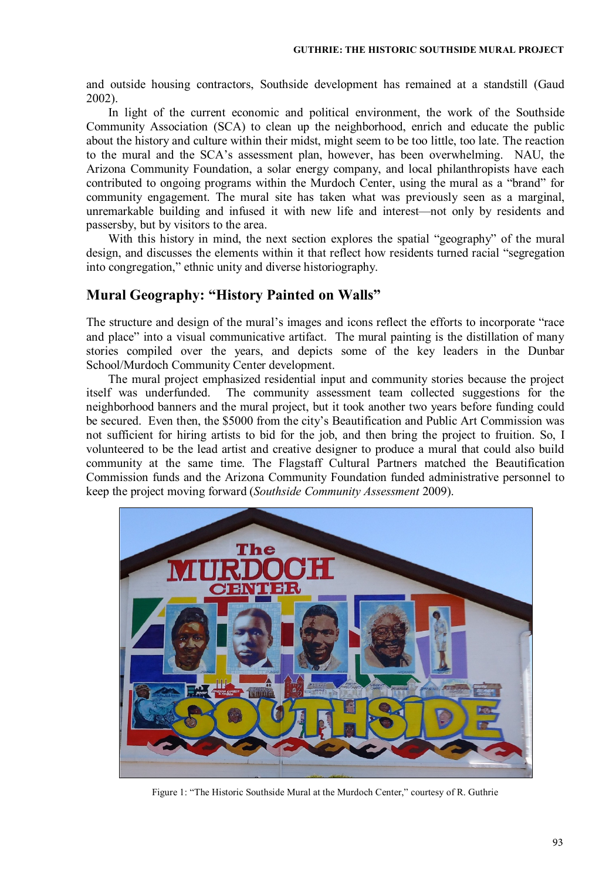and outside housing contractors, Southside development has remained at a standstill (Gaud 2002).

In light of the current economic and political environment, the work of the Southside Community Association (SCA) to clean up the neighborhood, enrich and educate the public about the history and culture within their midst, might seem to be too little, too late. The reaction to the mural and the SCA's assessment plan, however, has been overwhelming. NAU, the Arizona Community Foundation, a solar energy company, and local philanthropists have each contributed to ongoing programs within the Murdoch Center, using the mural as a "brand" for community engagement. The mural site has taken what was previously seen as a marginal, unremarkable building and infused it with new life and interest—not only by residents and passersby, but by visitors to the area.

With this history in mind, the next section explores the spatial "geography" of the mural design, and discusses the elements within it that reflect how residents turned racial "segregation into congregation," ethnic unity and diverse historiography.

## Mural Geography: "History Painted on Walls"

The structure and design of the mural's images and icons reflect the efforts to incorporate "race and place" into a visual communicative artifact. The mural painting is the distillation of many stories compiled over the years, and depicts some of the key leaders in the Dunbar School/Murdoch Community Center development.

The mural project emphasized residential input and community stories because the project itself was underfunded. The community assessment team collected suggestions for the neighborhood banners and the mural project, but it took another two years before funding could be secured. Even then, the $5000 from the city's Beautification and Public Art Commission was not sufficient for hiring artists to bid for the job, and then bring the project to fruition. So, I volunteered to be the lead artist and creative designer to produce a mural that could also build community at the same time. The Flagstaff Cultural Partners matched the Beautification Commission funds and the Arizona Community Foundation funded administrative personnel to keep the project moving forward (*Southside Community Assessment* 2009).

Figure 1: "The Historic Southside Mural at the Murdoch Center," courtesy of R. Guthrie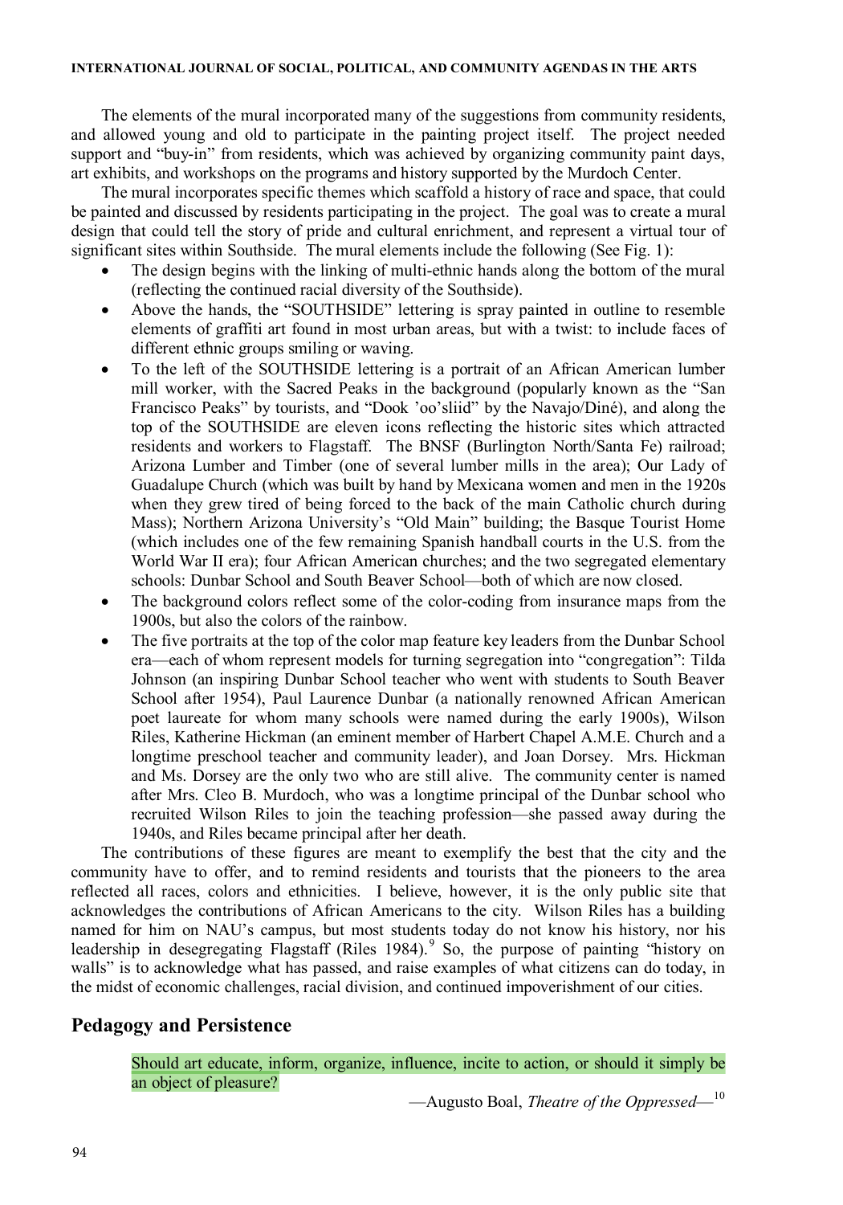The elements of the mural incorporated many of the suggestions from community residents, and allowed young and old to participate in the painting project itself. The project needed support and "buy-in" from residents, which was achieved by organizing community paint days, art exhibits, and workshops on the programs and history supported by the Murdoch Center.

The mural incorporates specific themes which scaffold a history of race and space, that could be painted and discussed by residents participating in the project. The goal was to create a mural design that could tell the story of pride and cultural enrichment, and represent a virtual tour of significant sites within Southside. The mural elements include the following (See Fig. 1):

- The design begins with the linking of multi-ethnic hands along the bottom of the mural (reflecting the continued racial diversity of the Southside).
- Above the hands, the "SOUTHSIDE" lettering is spray painted in outline to resemble elements of graffiti art found in most urban areas, but with a twist: to include faces of different ethnic groups smiling or waving.
- To the left of the SOUTHSIDE lettering is a portrait of an African American lumber mill worker, with the Sacred Peaks in the background (popularly known as the "San Francisco Peaks" by tourists, and "Dook 'oo'sliid" by the Navajo/Diné), and along the top of the SOUTHSIDE are eleven icons reflecting the historic sites which attracted residents and workers to Flagstaff. The BNSF (Burlington North/Santa Fe) railroad; Arizona Lumber and Timber (one of several lumber mills in the area); Our Lady of Guadalupe Church (which was built by hand by Mexicana women and men in the 1920s when they grew tired of being forced to the back of the main Catholic church during Mass); Northern Arizona University's "Old Main" building; the Basque Tourist Home (which includes one of the few remaining Spanish handball courts in the U.S. from the World War II era); four African American churches; and the two segregated elementary schools: Dunbar School and South Beaver School—both of which are now closed.
- The background colors reflect some of the color-coding from insurance maps from the 1900s, but also the colors of the rainbow.
- The five portraits at the top of the color map feature key leaders from the Dunbar School era—each of whom represent models for turning segregation into "congregation": Tilda Johnson (an inspiring Dunbar School teacher who went with students to South Beaver School after 1954), Paul Laurence Dunbar (a nationally renowned African American poet laureate for whom many schools were named during the early 1900s), Wilson Riles, Katherine Hickman (an eminent member of Harbert Chapel A.M.E. Church and a longtime preschool teacher and community leader), and Joan Dorsey. Mrs. Hickman and Ms. Dorsey are the only two who are still alive. The community center is named after Mrs. Cleo B. Murdoch, who was a longtime principal of the Dunbar school who recruited Wilson Riles to join the teaching profession—she passed away during the 1940s, and Riles became principal after her death.

The contributions of these figures are meant to exemplify the best that the city and the community have to offer, and to remind residents and tourists that the pioneers to the area reflected all races, colors and ethnicities. I believe, however, it is the only public site that acknowledges the contributions of African Americans to the city. Wilson Riles has a building named for him on NAU's campus, but most students today do not know his history, nor his leadership in desegregating Flagstaff (Riles 1984).[9] So, the purpose of painting "history on walls" is to acknowledge what has passed, and raise examples of what citizens can do today, in the midst of economic challenges, racial division, and continued impoverishment of our cities.

## Pedagogy and Persistence

> Should art educate, inform, organize, influence, incite to action, or should it simply be an object of pleasure?
>
> —Augusto Boal, *Theatre of the Oppressed*—[10]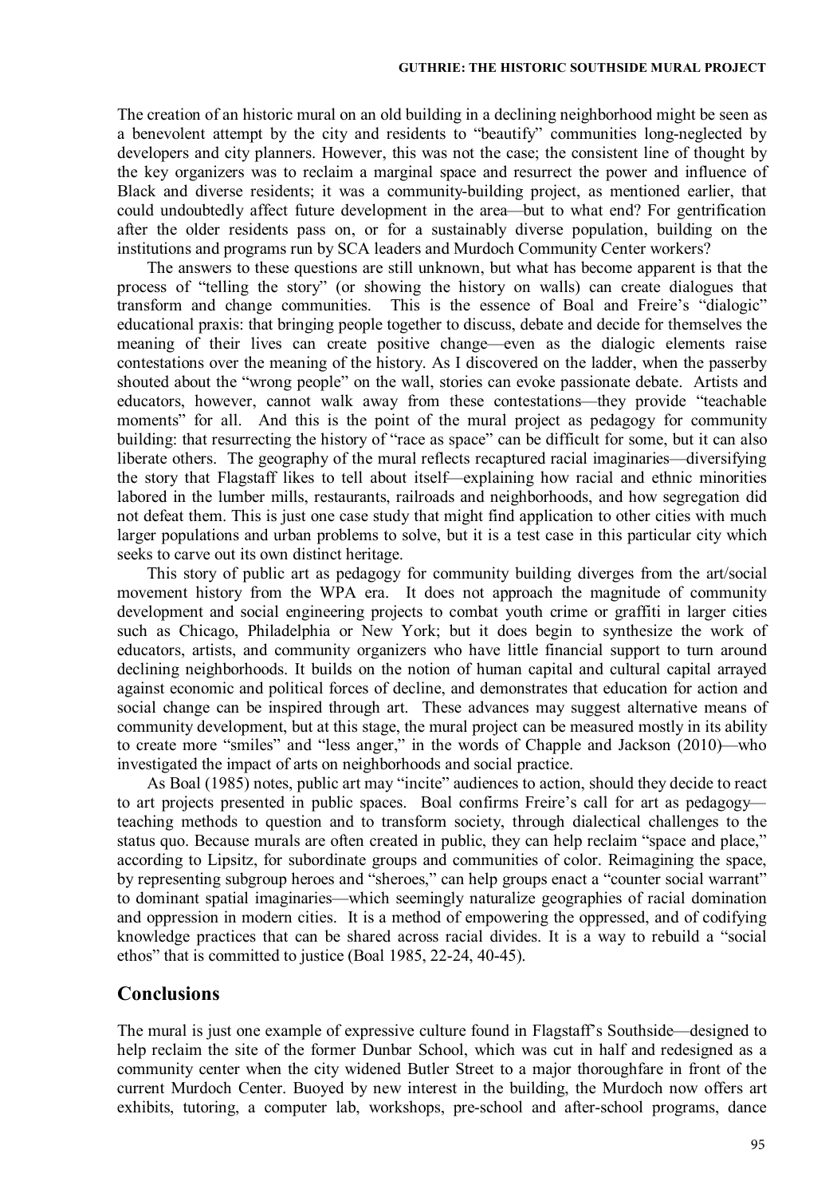The creation of an historic mural on an old building in a declining neighborhood might be seen as a benevolent attempt by the city and residents to "beautify" communities long-neglected by developers and city planners. However, this was not the case; the consistent line of thought by the key organizers was to reclaim a marginal space and resurrect the power and influence of Black and diverse residents; it was a community-building project, as mentioned earlier, that could undoubtedly affect future development in the area—but to what end? For gentrification after the older residents pass on, or for a sustainably diverse population, building on the institutions and programs run by SCA leaders and Murdoch Community Center workers?

The answers to these questions are still unknown, but what has become apparent is that the process of "telling the story" (or showing the history on walls) can create dialogues that transform and change communities. This is the essence of Boal and Freire's "dialogic" educational praxis: that bringing people together to discuss, debate and decide for themselves the meaning of their lives can create positive change—even as the dialogic elements raise contestations over the meaning of the history. As I discovered on the ladder, when the passerby shouted about the "wrong people" on the wall, stories can evoke passionate debate. Artists and educators, however, cannot walk away from these contestations—they provide "teachable moments" for all. And this is the point of the mural project as pedagogy for community building: that resurrecting the history of "race as space" can be difficult for some, but it can also liberate others. The geography of the mural reflects recaptured racial imaginaries—diversifying the story that Flagstaff likes to tell about itself—explaining how racial and ethnic minorities labored in the lumber mills, restaurants, railroads and neighborhoods, and how segregation did not defeat them. This is just one case study that might find application to other cities with much larger populations and urban problems to solve, but it is a test case in this particular city which seeks to carve out its own distinct heritage.

This story of public art as pedagogy for community building diverges from the art/social movement history from the WPA era. It does not approach the magnitude of community development and social engineering projects to combat youth crime or graffiti in larger cities such as Chicago, Philadelphia or New York; but it does begin to synthesize the work of educators, artists, and community organizers who have little financial support to turn around declining neighborhoods. It builds on the notion of human capital and cultural capital arrayed against economic and political forces of decline, and demonstrates that education for action and social change can be inspired through art. These advances may suggest alternative means of community development, but at this stage, the mural project can be measured mostly in its ability to create more "smiles" and "less anger," in the words of Chapple and Jackson (2010)—who investigated the impact of arts on neighborhoods and social practice.

As Boal (1985) notes, public art may "incite" audiences to action, should they decide to react to art projects presented in public spaces. Boal confirms Freire's call for art as pedagogy—teaching methods to question and to transform society, through dialectical challenges to the status quo. Because murals are often created in public, they can help reclaim "space and place," according to Lipsitz, for subordinate groups and communities of color. Reimagining the space, by representing subgroup heroes and "sheroes," can help groups enact a "counter social warrant" to dominant spatial imaginaries—which seemingly naturalize geographies of racial domination and oppression in modern cities. It is a method of empowering the oppressed, and of codifying knowledge practices that can be shared across racial divides. It is a way to rebuild a "social ethos" that is committed to justice (Boal 1985, 22-24, 40-45).

## Conclusions

The mural is just one example of expressive culture found in Flagstaff's Southside—designed to help reclaim the site of the former Dunbar School, which was cut in half and redesigned as a community center when the city widened Butler Street to a major thoroughfare in front of the current Murdoch Center. Buoyed by new interest in the building, the Murdoch now offers art exhibits, tutoring, a computer lab, workshops, pre-school and after-school programs, dance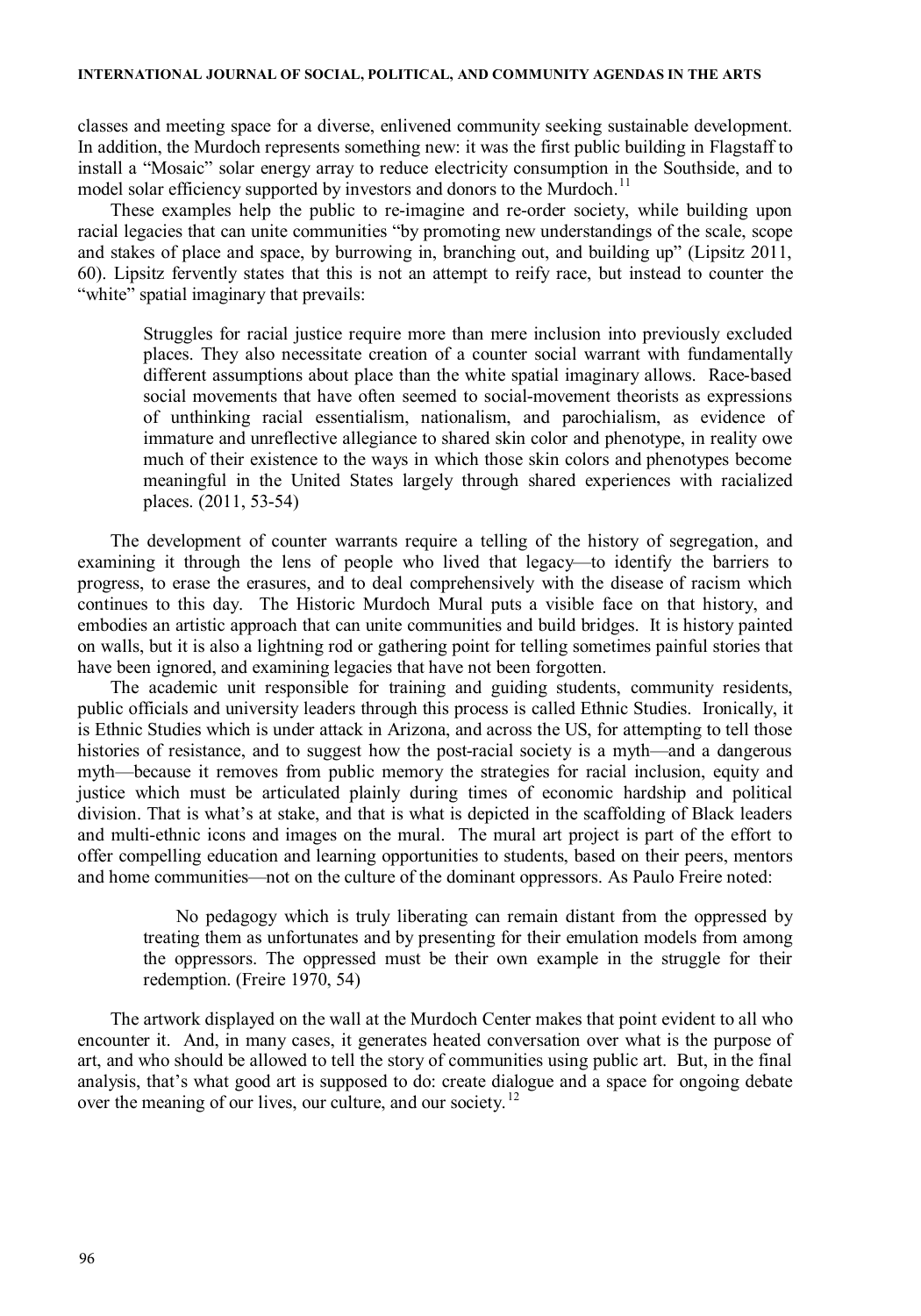classes and meeting space for a diverse, enlivened community seeking sustainable development. In addition, the Murdoch represents something new: it was the first public building in Flagstaff to install a "Mosaic" solar energy array to reduce electricity consumption in the Southside, and to model solar efficiency supported by investors and donors to the Murdoch.[11]

These examples help the public to re-imagine and re-order society, while building upon racial legacies that can unite communities "by promoting new understandings of the scale, scope and stakes of place and space, by burrowing in, branching out, and building up" (Lipsitz 2011, 60). Lipsitz fervently states that this is not an attempt to reify race, but instead to counter the "white" spatial imaginary that prevails:

> Struggles for racial justice require more than mere inclusion into previously excluded places. They also necessitate creation of a counter social warrant with fundamentally different assumptions about place than the white spatial imaginary allows. Race-based social movements that have often seemed to social-movement theorists as expressions of unthinking racial essentialism, nationalism, and parochialism, as evidence of immature and unreflective allegiance to shared skin color and phenotype, in reality owe much of their existence to the ways in which those skin colors and phenotypes become meaningful in the United States largely through shared experiences with racialized places. (2011, 53-54)

The development of counter warrants require a telling of the history of segregation, and examining it through the lens of people who lived that legacy—to identify the barriers to progress, to erase the erasures, and to deal comprehensively with the disease of racism which continues to this day. The Historic Murdoch Mural puts a visible face on that history, and embodies an artistic approach that can unite communities and build bridges. It is history painted on walls, but it is also a lightning rod or gathering point for telling sometimes painful stories that have been ignored, and examining legacies that have not been forgotten.

The academic unit responsible for training and guiding students, community residents, public officials and university leaders through this process is called Ethnic Studies. Ironically, it is Ethnic Studies which is under attack in Arizona, and across the US, for attempting to tell those histories of resistance, and to suggest how the post-racial society is a myth—and a dangerous myth—because it removes from public memory the strategies for racial inclusion, equity and justice which must be articulated plainly during times of economic hardship and political division. That is what's at stake, and that is what is depicted in the scaffolding of Black leaders and multi-ethnic icons and images on the mural. The mural art project is part of the effort to offer compelling education and learning opportunities to students, based on their peers, mentors and home communities—not on the culture of the dominant oppressors. As Paulo Freire noted:

> No pedagogy which is truly liberating can remain distant from the oppressed by treating them as unfortunates and by presenting for their emulation models from among the oppressors. The oppressed must be their own example in the struggle for their redemption. (Freire 1970, 54)

The artwork displayed on the wall at the Murdoch Center makes that point evident to all who encounter it. And, in many cases, it generates heated conversation over what is the purpose of art, and who should be allowed to tell the story of communities using public art. But, in the final analysis, that's what good art is supposed to do: create dialogue and a space for ongoing debate over the meaning of our lives, our culture, and our society.[12]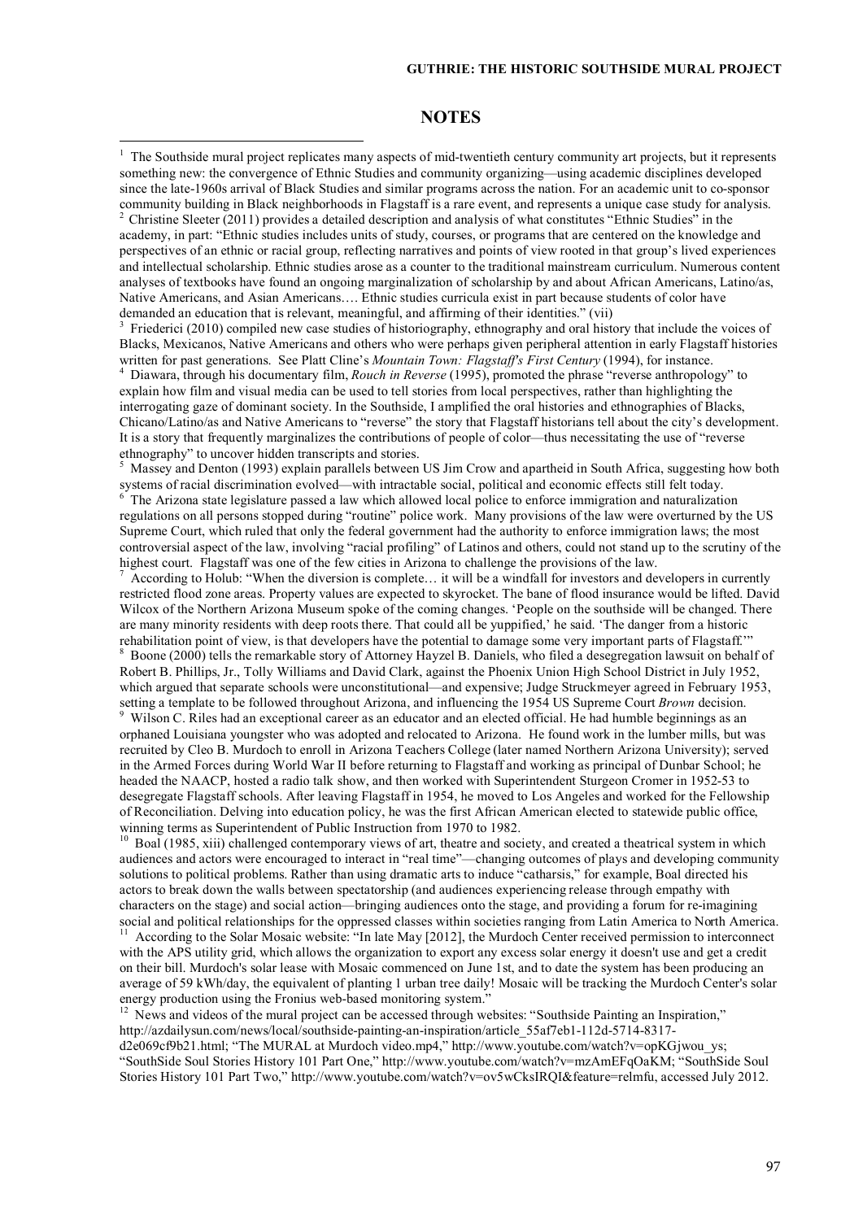## NOTES

[1] The Southside mural project replicates many aspects of mid-twentieth century community art projects, but it represents something new: the convergence of Ethnic Studies and community organizing—using academic disciplines developed since the late-1960s arrival of Black Studies and similar programs across the nation. For an academic unit to co-sponsor community building in Black neighborhoods in Flagstaff is a rare event, and represents a unique case study for analysis.

[2] Christine Sleeter (2011) provides a detailed description and analysis of what constitutes "Ethnic Studies" in the academy, in part: "Ethnic studies includes units of study, courses, or programs that are centered on the knowledge and perspectives of an ethnic or racial group, reflecting narratives and points of view rooted in that group's lived experiences and intellectual scholarship. Ethnic studies arose as a counter to the traditional mainstream curriculum. Numerous content analyses of textbooks have found an ongoing marginalization of scholarship by and about African Americans, Latino/as, Native Americans, and Asian Americans…. Ethnic studies curricula exist in part because students of color have demanded an education that is relevant, meaningful, and affirming of their identities." (vii)

[3] Friederici (2010) compiled new case studies of historiography, ethnography and oral history that include the voices of Blacks, Mexicanos, Native Americans and others who were perhaps given peripheral attention in early Flagstaff histories written for past generations. See Platt Cline's *Mountain Town: Flagstaff's First Century* (1994), for instance.

[4] Diawara, through his documentary film, *Rouch in Reverse* (1995), promoted the phrase "reverse anthropology" to explain how film and visual media can be used to tell stories from local perspectives, rather than highlighting the interrogating gaze of dominant society. In the Southside, I amplified the oral histories and ethnographies of Blacks, Chicano/Latino/as and Native Americans to "reverse" the story that Flagstaff historians tell about the city's development. It is a story that frequently marginalizes the contributions of people of color—thus necessitating the use of "reverse ethnography" to uncover hidden transcripts and stories.

[5] Massey and Denton (1993) explain parallels between US Jim Crow and apartheid in South Africa, suggesting how both systems of racial discrimination evolved—with intractable social, political and economic effects still felt today.

[6] The Arizona state legislature passed a law which allowed local police to enforce immigration and naturalization regulations on all persons stopped during "routine" police work. Many provisions of the law were overturned by the US Supreme Court, which ruled that only the federal government had the authority to enforce immigration laws; the most controversial aspect of the law, involving "racial profiling" of Latinos and others, could not stand up to the scrutiny of the highest court. Flagstaff was one of the few cities in Arizona to challenge the provisions of the law.

[7] According to Holub: "When the diversion is complete… it will be a windfall for investors and developers in currently restricted flood zone areas. Property values are expected to skyrocket. The bane of flood insurance would be lifted. David Wilcox of the Northern Arizona Museum spoke of the coming changes. 'People on the southside will be changed. There are many minority residents with deep roots there. That could all be yuppified,' he said. 'The danger from a historic rehabilitation point of view, is that developers have the potential to damage some very important parts of Flagstaff.'"

[8] Boone (2000) tells the remarkable story of Attorney Hayzel B. Daniels, who filed a desegregation lawsuit on behalf of Robert B. Phillips, Jr., Tolly Williams and David Clark, against the Phoenix Union High School District in July 1952, which argued that separate schools were unconstitutional—and expensive; Judge Struckmeyer agreed in February 1953, setting a template to be followed throughout Arizona, and influencing the 1954 US Supreme Court *Brown* decision.

[9] Wilson C. Riles had an exceptional career as an educator and an elected official. He had humble beginnings as an orphaned Louisiana youngster who was adopted and relocated to Arizona. He found work in the lumber mills, but was recruited by Cleo B. Murdoch to enroll in Arizona Teachers College (later named Northern Arizona University); served in the Armed Forces during World War II before returning to Flagstaff and working as principal of Dunbar School; he headed the NAACP, hosted a radio talk show, and then worked with Superintendent Sturgeon Cromer in 1952-53 to desegregate Flagstaff schools. After leaving Flagstaff in 1954, he moved to Los Angeles and worked for the Fellowship of Reconciliation. Delving into education policy, he was the first African American elected to statewide public office, winning terms as Superintendent of Public Instruction from 1970 to 1982.

[10] Boal (1985, xiii) challenged contemporary views of art, theatre and society, and created a theatrical system in which audiences and actors were encouraged to interact in "real time"—changing outcomes of plays and developing community solutions to political problems. Rather than using dramatic arts to induce "catharsis," for example, Boal directed his actors to break down the walls between spectatorship (and audiences experiencing release through empathy with characters on the stage) and social action—bringing audiences onto the stage, and providing a forum for re-imagining social and political relationships for the oppressed classes within societies ranging from Latin America to North America.

[11] According to the Solar Mosaic website: "In late May [2012], the Murdoch Center received permission to interconnect with the APS utility grid, which allows the organization to export any excess solar energy it doesn't use and get a credit on their bill. Murdoch's solar lease with Mosaic commenced on June 1st, and to date the system has been producing an average of 59 kWh/day, the equivalent of planting 1 urban tree daily! Mosaic will be tracking the Murdoch Center's solar energy production using the Fronius web-based monitoring system."

[12] News and videos of the mural project can be accessed through websites: "Southside Painting an Inspiration," http://azdailysun.com/news/local/southside-painting-an-inspiration/article_55af7eb1-112d-5714-8317-d2e069cf9b21.html; "The MURAL at Murdoch video.mp4," http://www.youtube.com/watch?v=opKGjwou_ys; "SouthSide Soul Stories History 101 Part One," http://www.youtube.com/watch?v=mzAmEFqOaKM; "SouthSide Soul Stories History 101 Part Two," http://www.youtube.com/watch?v=ov5wCksIRQI&feature=relmfu, accessed July 2012.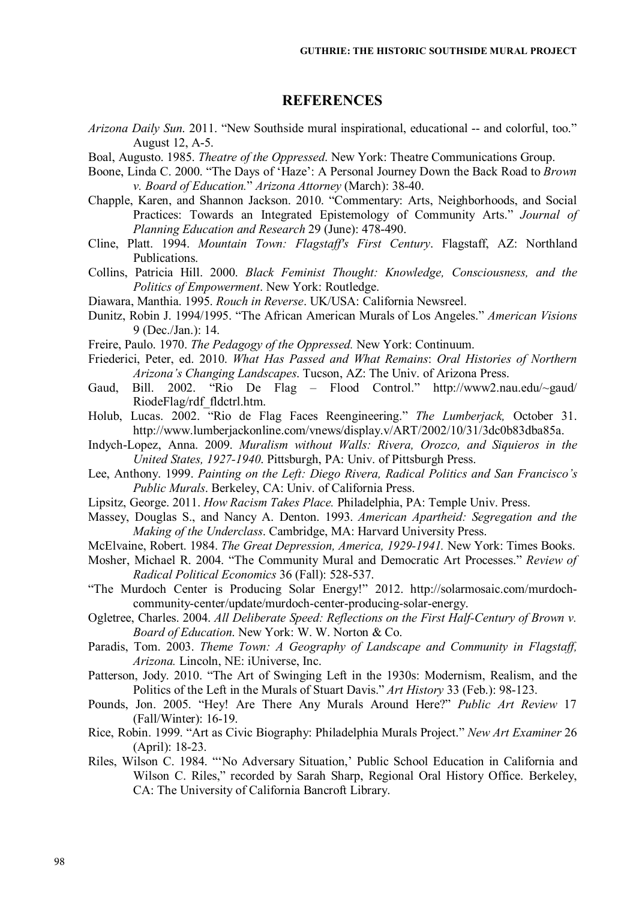## REFERENCES

*Arizona Daily Sun*. 2011. "New Southside mural inspirational, educational -- and colorful, too." August 12, A-5.

Boal, Augusto. 1985. *Theatre of the Oppressed*. New York: Theatre Communications Group.

Boone, Linda C. 2000. "The Days of 'Haze': A Personal Journey Down the Back Road to *Brown v. Board of Education.*" *Arizona Attorney* (March): 38-40.

Chapple, Karen, and Shannon Jackson. 2010. "Commentary: Arts, Neighborhoods, and Social Practices: Towards an Integrated Epistemology of Community Arts." *Journal of Planning Education and Research* 29 (June): 478-490.

Cline, Platt. 1994. *Mountain Town: Flagstaff's First Century*. Flagstaff, AZ: Northland Publications.

Collins, Patricia Hill. 2000. *Black Feminist Thought: Knowledge, Consciousness, and the Politics of Empowerment*. New York: Routledge.

Diawara, Manthia. 1995. *Rouch in Reverse*. UK/USA: California Newsreel.

Dunitz, Robin J. 1994/1995. "The African American Murals of Los Angeles." *American Visions* 9 (Dec./Jan.): 14.

Freire, Paulo. 1970. *The Pedagogy of the Oppressed.* New York: Continuum.

Friederici, Peter, ed. 2010. *What Has Passed and What Remains*: *Oral Histories of Northern Arizona's Changing Landscapes*. Tucson, AZ: The Univ. of Arizona Press.

Gaud, Bill. 2002. "Rio De Flag – Flood Control." http://www2.nau.edu/~gaud/RiodeFlag/rdf_fldctrl.htm.

Holub, Lucas. 2002. "Rio de Flag Faces Reengineering." *The Lumberjack,* October 31. http://www.lumberjackonline.com/vnews/display.v/ART/2002/10/31/3dc0b83dba85a.

Indych-Lopez, Anna. 2009. *Muralism without Walls: Rivera, Orozco, and Siquieros in the United States, 1927-1940*. Pittsburgh, PA: Univ. of Pittsburgh Press.

Lee, Anthony. 1999. *Painting on the Left: Diego Rivera, Radical Politics and San Francisco's Public Murals*. Berkeley, CA: Univ. of California Press.

Lipsitz, George. 2011. *How Racism Takes Place.* Philadelphia, PA: Temple Univ. Press.

Massey, Douglas S., and Nancy A. Denton. 1993. *American Apartheid: Segregation and the Making of the Underclass*. Cambridge, MA: Harvard University Press.

McElvaine, Robert. 1984. *The Great Depression, America, 1929-1941.* New York: Times Books.

Mosher, Michael R. 2004. "The Community Mural and Democratic Art Processes." *Review of Radical Political Economics* 36 (Fall): 528-537.

"The Murdoch Center is Producing Solar Energy!" 2012. http://solarmosaic.com/murdoch-community-center/update/murdoch-center-producing-solar-energy.

Ogletree, Charles. 2004. *All Deliberate Speed: Reflections on the First Half-Century of Brown v. Board of Education*. New York: W. W. Norton & Co.

Paradis, Tom. 2003. *Theme Town: A Geography of Landscape and Community in Flagstaff, Arizona.* Lincoln, NE: iUniverse, Inc.

Patterson, Jody. 2010. "The Art of Swinging Left in the 1930s: Modernism, Realism, and the Politics of the Left in the Murals of Stuart Davis." *Art History* 33 (Feb.): 98-123.

Pounds, Jon. 2005. "Hey! Are There Any Murals Around Here?" *Public Art Review* 17 (Fall/Winter): 16-19.

Rice, Robin. 1999. "Art as Civic Biography: Philadelphia Murals Project." *New Art Examiner* 26 (April): 18-23.

Riles, Wilson C. 1984. "'No Adversary Situation,' Public School Education in California and Wilson C. Riles," recorded by Sarah Sharp, Regional Oral History Office. Berkeley, CA: The University of California Bancroft Library.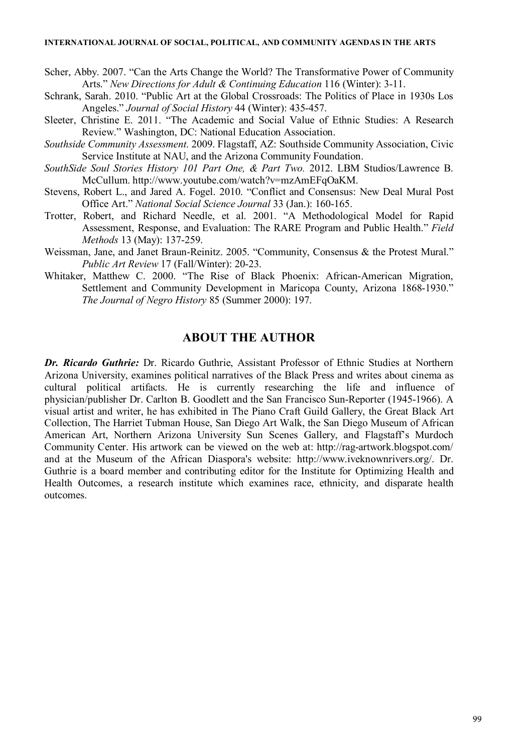Scher, Abby. 2007. "Can the Arts Change the World? The Transformative Power of Community Arts." *New Directions for Adult & Continuing Education* 116 (Winter): 3-11.

Schrank, Sarah. 2010. "Public Art at the Global Crossroads: The Politics of Place in 1930s Los Angeles." *Journal of Social History* 44 (Winter): 435-457.

Sleeter, Christine E. 2011. "The Academic and Social Value of Ethnic Studies: A Research Review." Washington, DC: National Education Association.

*Southside Community Assessment*. 2009. Flagstaff, AZ: Southside Community Association, Civic Service Institute at NAU, and the Arizona Community Foundation.

*SouthSide Soul Stories History 101 Part One, & Part Two.* 2012. LBM Studios/Lawrence B. McCullum. http://www.youtube.com/watch?v=mzAmEFqOaKM.

Stevens, Robert L., and Jared A. Fogel. 2010. "Conflict and Consensus: New Deal Mural Post Office Art." *National Social Science Journal* 33 (Jan.): 160-165.

Trotter, Robert, and Richard Needle, et al. 2001. "A Methodological Model for Rapid Assessment, Response, and Evaluation: The RARE Program and Public Health." *Field Methods* 13 (May): 137-259.

Weissman, Jane, and Janet Braun-Reinitz. 2005. "Community, Consensus & the Protest Mural." *Public Art Review* 17 (Fall/Winter): 20-23.

Whitaker, Matthew C. 2000. "The Rise of Black Phoenix: African-American Migration, Settlement and Community Development in Maricopa County, Arizona 1868-1930." *The Journal of Negro History* 85 (Summer 2000): 197.

## ABOUT THE AUTHOR

***Dr. Ricardo Guthrie:*** Dr. Ricardo Guthrie, Assistant Professor of Ethnic Studies at Northern Arizona University, examines political narratives of the Black Press and writes about cinema as cultural political artifacts. He is currently researching the life and influence of physician/publisher Dr. Carlton B. Goodlett and the San Francisco Sun-Reporter (1945-1966). A visual artist and writer, he has exhibited in The Piano Craft Guild Gallery, the Great Black Art Collection, The Harriet Tubman House, San Diego Art Walk, the San Diego Museum of African American Art, Northern Arizona University Sun Scenes Gallery, and Flagstaff's Murdoch Community Center. His artwork can be viewed on the web at: http://rag-artwork.blogspot.com/ and at the Museum of the African Diaspora's website: http://www.iveknownrivers.org/. Dr. Guthrie is a board member and contributing editor for the Institute for Optimizing Health and Health Outcomes, a research institute which examines race, ethnicity, and disparate health outcomes.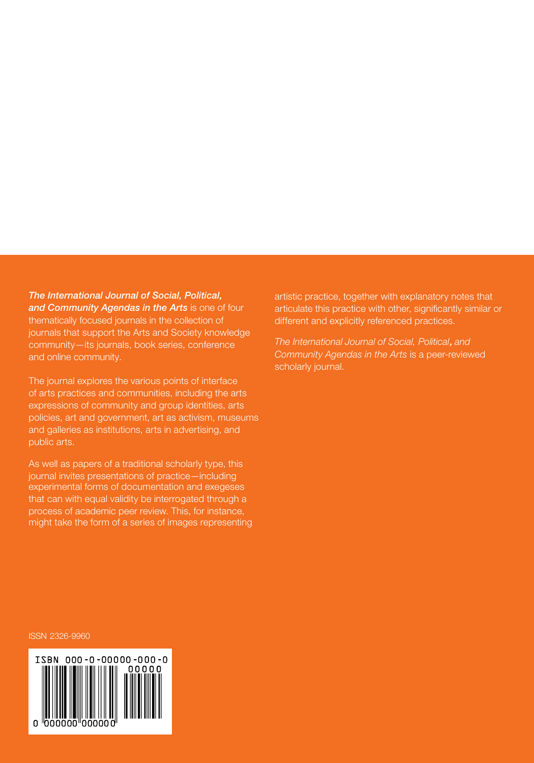***The International Journal of Social, Political, and Community Agendas in the Arts*** is one of four thematically focused journals in the collection of journals that support the Arts and Society knowledge community—its journals, book series, conference and online community.

The journal explores the various points of interface of arts practices and communities, including the arts expressions of community and group identities, arts policies, art and government, art as activism, museums and galleries as institutions, arts in advertising, and public arts.

As well as papers of a traditional scholarly type, this journal invites presentations of practice—including experimental forms of documentation and exegeses that can with equal validity be interrogated through a process of academic peer review. This, for instance, might take the form of a series of images representing artistic practice, together with explanatory notes that articulate this practice with other, significantly similar or different and explicitly referenced practices.

*The International Journal of Social, Political, and Community Agendas in the Arts* is a peer-reviewed scholarly journal.

ISSN 2326-9960

ISBN 000-0-00000-000-0

00000

0 000000 000000